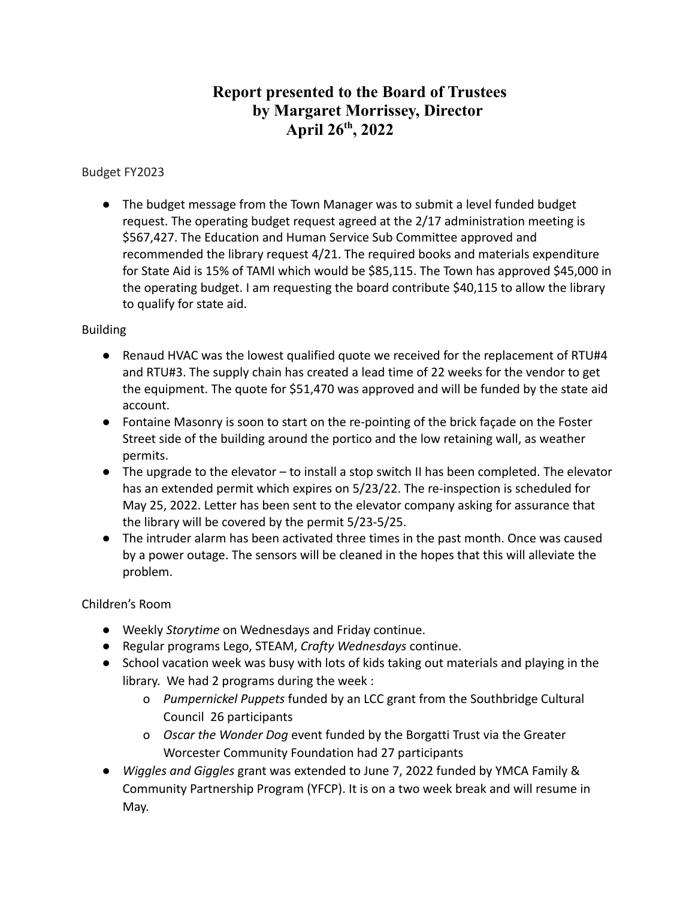# Report presented to the Board of Trustees
# by Margaret Morrissey, Director
# April 26th, 2022

Budget FY2023

- The budget message from the Town Manager was to submit a level funded budget request. The operating budget request agreed at the 2/17 administration meeting is $567,427. The Education and Human Service Sub Committee approved and recommended the library request 4/21. The required books and materials expenditure for State Aid is 15% of TAMI which would be $85,115. The Town has approved $45,000 in the operating budget. I am requesting the board contribute $40,115 to allow the library to qualify for state aid.

Building

- Renaud HVAC was the lowest qualified quote we received for the replacement of RTU#4 and RTU#3. The supply chain has created a lead time of 22 weeks for the vendor to get the equipment. The quote for $51,470 was approved and will be funded by the state aid account.
- Fontaine Masonry is soon to start on the re-pointing of the brick façade on the Foster Street side of the building around the portico and the low retaining wall, as weather permits.
- The upgrade to the elevator – to install a stop switch II has been completed. The elevator has an extended permit which expires on 5/23/22. The re-inspection is scheduled for May 25, 2022. Letter has been sent to the elevator company asking for assurance that the library will be covered by the permit 5/23-5/25.
- The intruder alarm has been activated three times in the past month. Once was caused by a power outage. The sensors will be cleaned in the hopes that this will alleviate the problem.

Children's Room

- Weekly *Storytime* on Wednesdays and Friday continue.
- Regular programs Lego, STEAM, *Crafty Wednesdays* continue.
- School vacation week was busy with lots of kids taking out materials and playing in the library. We had 2 programs during the week :
  - *Pumpernickel Puppets* funded by an LCC grant from the Southbridge Cultural Council 26 participants
  - *Oscar the Wonder Dog* event funded by the Borgatti Trust via the Greater Worcester Community Foundation had 27 participants
- *Wiggles and Giggles* grant was extended to June 7, 2022 funded by YMCA Family & Community Partnership Program (YFCP). It is on a two week break and will resume in May.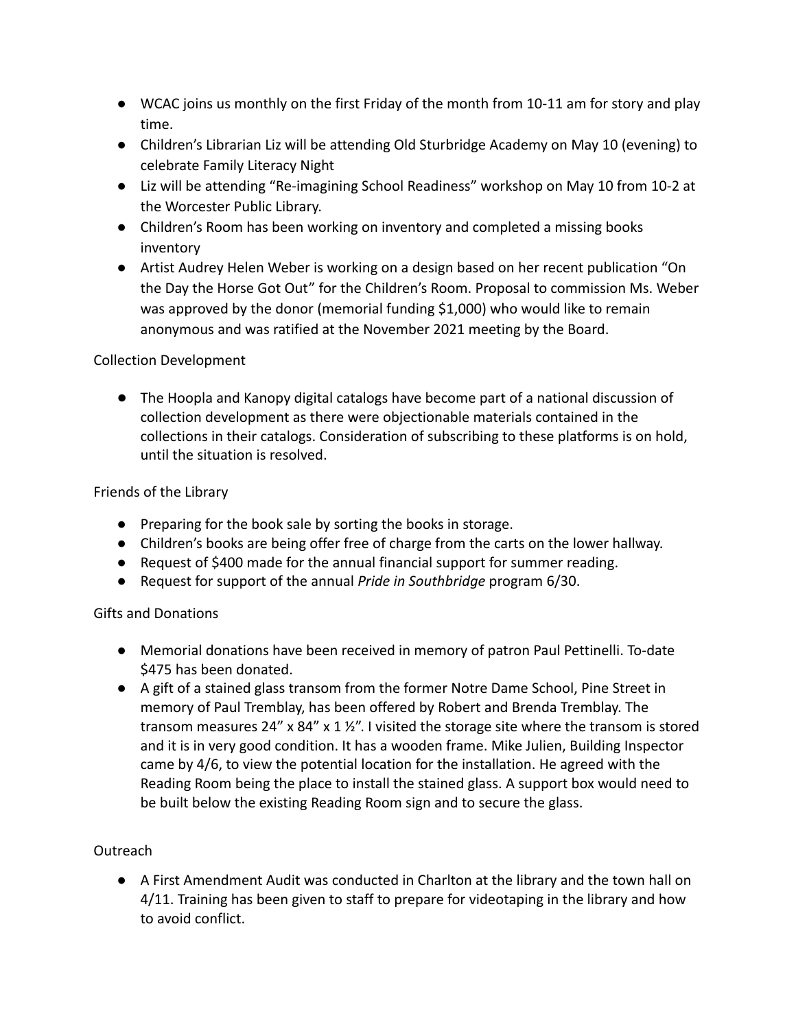- WCAC joins us monthly on the first Friday of the month from 10-11 am for story and play time.
- Children's Librarian Liz will be attending Old Sturbridge Academy on May 10 (evening) to celebrate Family Literacy Night
- Liz will be attending "Re-imagining School Readiness" workshop on May 10 from 10-2 at the Worcester Public Library.
- Children's Room has been working on inventory and completed a missing books inventory
- Artist Audrey Helen Weber is working on a design based on her recent publication "On the Day the Horse Got Out" for the Children's Room. Proposal to commission Ms. Weber was approved by the donor (memorial funding $1,000) who would like to remain anonymous and was ratified at the November 2021 meeting by the Board.

Collection Development

- The Hoopla and Kanopy digital catalogs have become part of a national discussion of collection development as there were objectionable materials contained in the collections in their catalogs. Consideration of subscribing to these platforms is on hold, until the situation is resolved.

Friends of the Library

- Preparing for the book sale by sorting the books in storage.
- Children's books are being offer free of charge from the carts on the lower hallway.
- Request of $400 made for the annual financial support for summer reading.
- Request for support of the annual *Pride in Southbridge* program 6/30.

Gifts and Donations

- Memorial donations have been received in memory of patron Paul Pettinelli. To-date $475 has been donated.
- A gift of a stained glass transom from the former Notre Dame School, Pine Street in memory of Paul Tremblay, has been offered by Robert and Brenda Tremblay. The transom measures 24" x 84" x 1 ½". I visited the storage site where the transom is stored and it is in very good condition. It has a wooden frame. Mike Julien, Building Inspector came by 4/6, to view the potential location for the installation. He agreed with the Reading Room being the place to install the stained glass. A support box would need to be built below the existing Reading Room sign and to secure the glass.

Outreach

- A First Amendment Audit was conducted in Charlton at the library and the town hall on 4/11. Training has been given to staff to prepare for videotaping in the library and how to avoid conflict.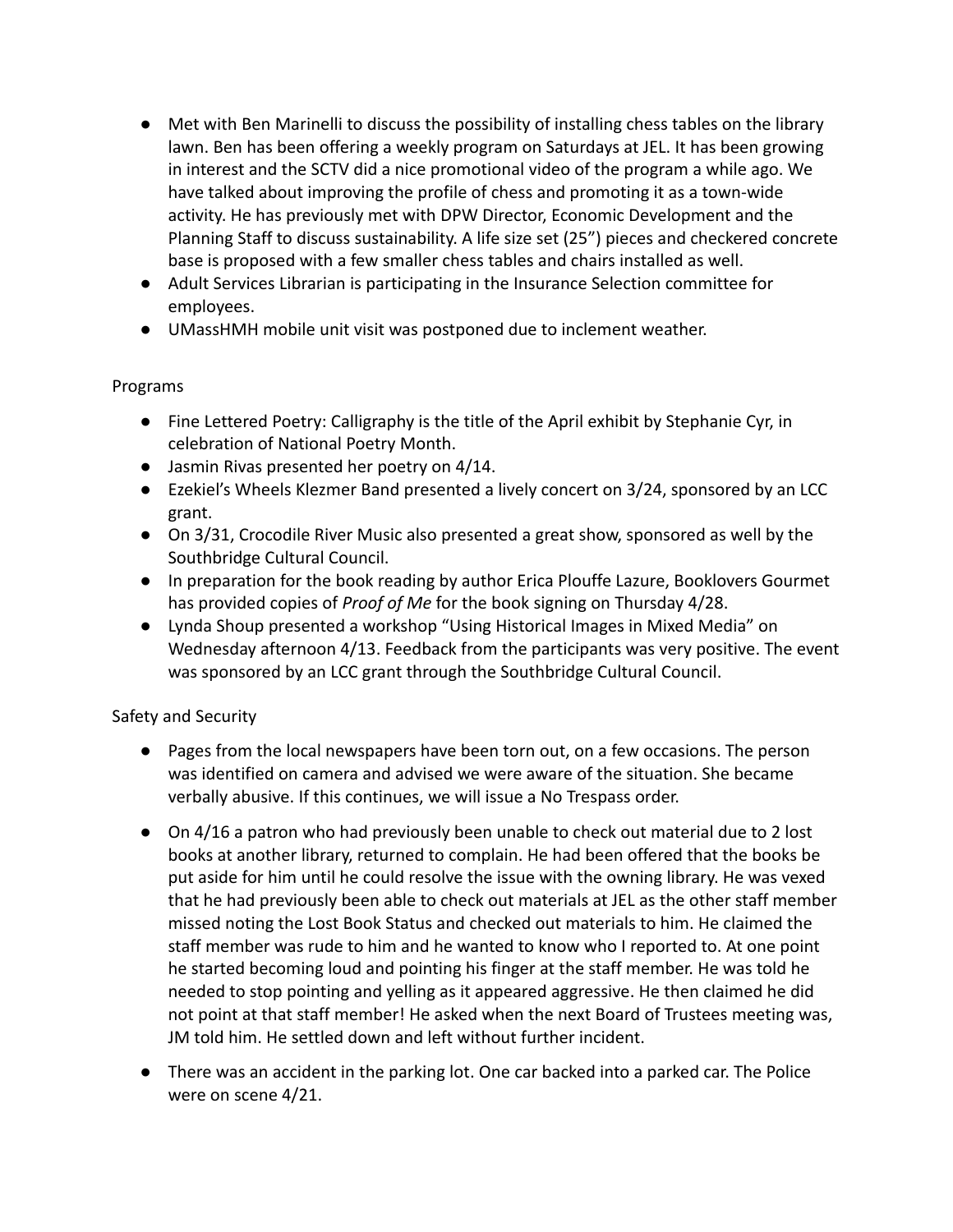- Met with Ben Marinelli to discuss the possibility of installing chess tables on the library lawn. Ben has been offering a weekly program on Saturdays at JEL. It has been growing in interest and the SCTV did a nice promotional video of the program a while ago. We have talked about improving the profile of chess and promoting it as a town-wide activity. He has previously met with DPW Director, Economic Development and the Planning Staff to discuss sustainability. A life size set (25") pieces and checkered concrete base is proposed with a few smaller chess tables and chairs installed as well.
- Adult Services Librarian is participating in the Insurance Selection committee for employees.
- UMassHMH mobile unit visit was postponed due to inclement weather.

Programs

- Fine Lettered Poetry: Calligraphy is the title of the April exhibit by Stephanie Cyr, in celebration of National Poetry Month.
- Jasmin Rivas presented her poetry on 4/14.
- Ezekiel's Wheels Klezmer Band presented a lively concert on 3/24, sponsored by an LCC grant.
- On 3/31, Crocodile River Music also presented a great show, sponsored as well by the Southbridge Cultural Council.
- In preparation for the book reading by author Erica Plouffe Lazure, Booklovers Gourmet has provided copies of *Proof of Me* for the book signing on Thursday 4/28.
- Lynda Shoup presented a workshop "Using Historical Images in Mixed Media" on Wednesday afternoon 4/13. Feedback from the participants was very positive. The event was sponsored by an LCC grant through the Southbridge Cultural Council.

Safety and Security

- Pages from the local newspapers have been torn out, on a few occasions. The person was identified on camera and advised we were aware of the situation. She became verbally abusive. If this continues, we will issue a No Trespass order.
- On 4/16 a patron who had previously been unable to check out material due to 2 lost books at another library, returned to complain. He had been offered that the books be put aside for him until he could resolve the issue with the owning library. He was vexed that he had previously been able to check out materials at JEL as the other staff member missed noting the Lost Book Status and checked out materials to him. He claimed the staff member was rude to him and he wanted to know who I reported to. At one point he started becoming loud and pointing his finger at the staff member. He was told he needed to stop pointing and yelling as it appeared aggressive. He then claimed he did not point at that staff member! He asked when the next Board of Trustees meeting was, JM told him. He settled down and left without further incident.
- There was an accident in the parking lot. One car backed into a parked car. The Police were on scene 4/21.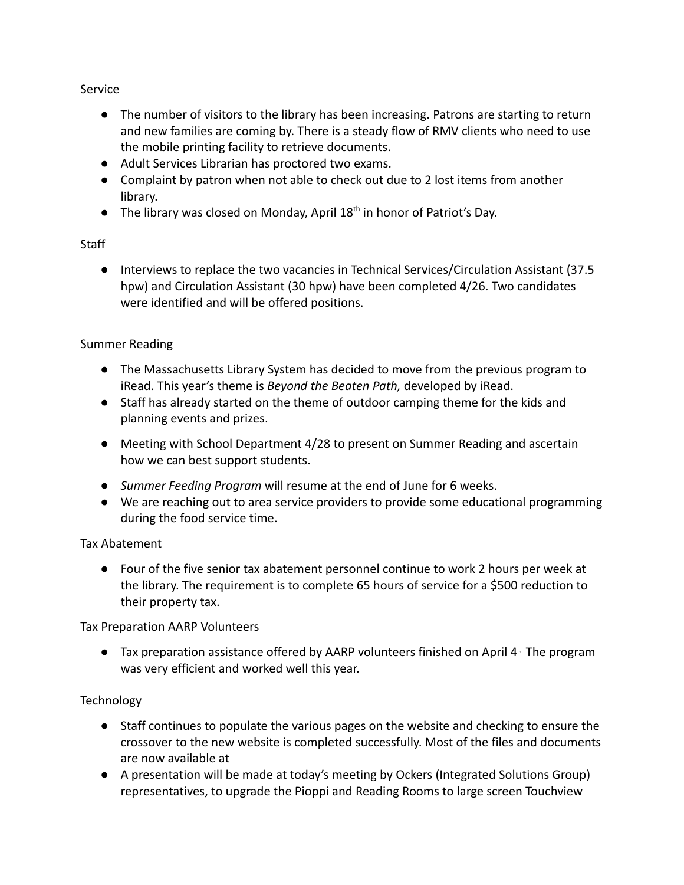Service

- The number of visitors to the library has been increasing. Patrons are starting to return and new families are coming by. There is a steady flow of RMV clients who need to use the mobile printing facility to retrieve documents.
- Adult Services Librarian has proctored two exams.
- Complaint by patron when not able to check out due to 2 lost items from another library.
- The library was closed on Monday, April 18th in honor of Patriot's Day.

Staff

- Interviews to replace the two vacancies in Technical Services/Circulation Assistant (37.5 hpw) and Circulation Assistant (30 hpw) have been completed 4/26. Two candidates were identified and will be offered positions.

Summer Reading

- The Massachusetts Library System has decided to move from the previous program to iRead. This year's theme is *Beyond the Beaten Path,* developed by iRead.
- Staff has already started on the theme of outdoor camping theme for the kids and planning events and prizes.
- Meeting with School Department 4/28 to present on Summer Reading and ascertain how we can best support students.
- *Summer Feeding Program* will resume at the end of June for 6 weeks.
- We are reaching out to area service providers to provide some educational programming during the food service time.

Tax Abatement

- Four of the five senior tax abatement personnel continue to work 2 hours per week at the library. The requirement is to complete 65 hours of service for a $500 reduction to their property tax.

Tax Preparation AARP Volunteers

- Tax preparation assistance offered by AARP volunteers finished on April 4th. The program was very efficient and worked well this year.

Technology

- Staff continues to populate the various pages on the website and checking to ensure the crossover to the new website is completed successfully. Most of the files and documents are now available at
- A presentation will be made at today's meeting by Ockers (Integrated Solutions Group) representatives, to upgrade the Pioppi and Reading Rooms to large screen Touchview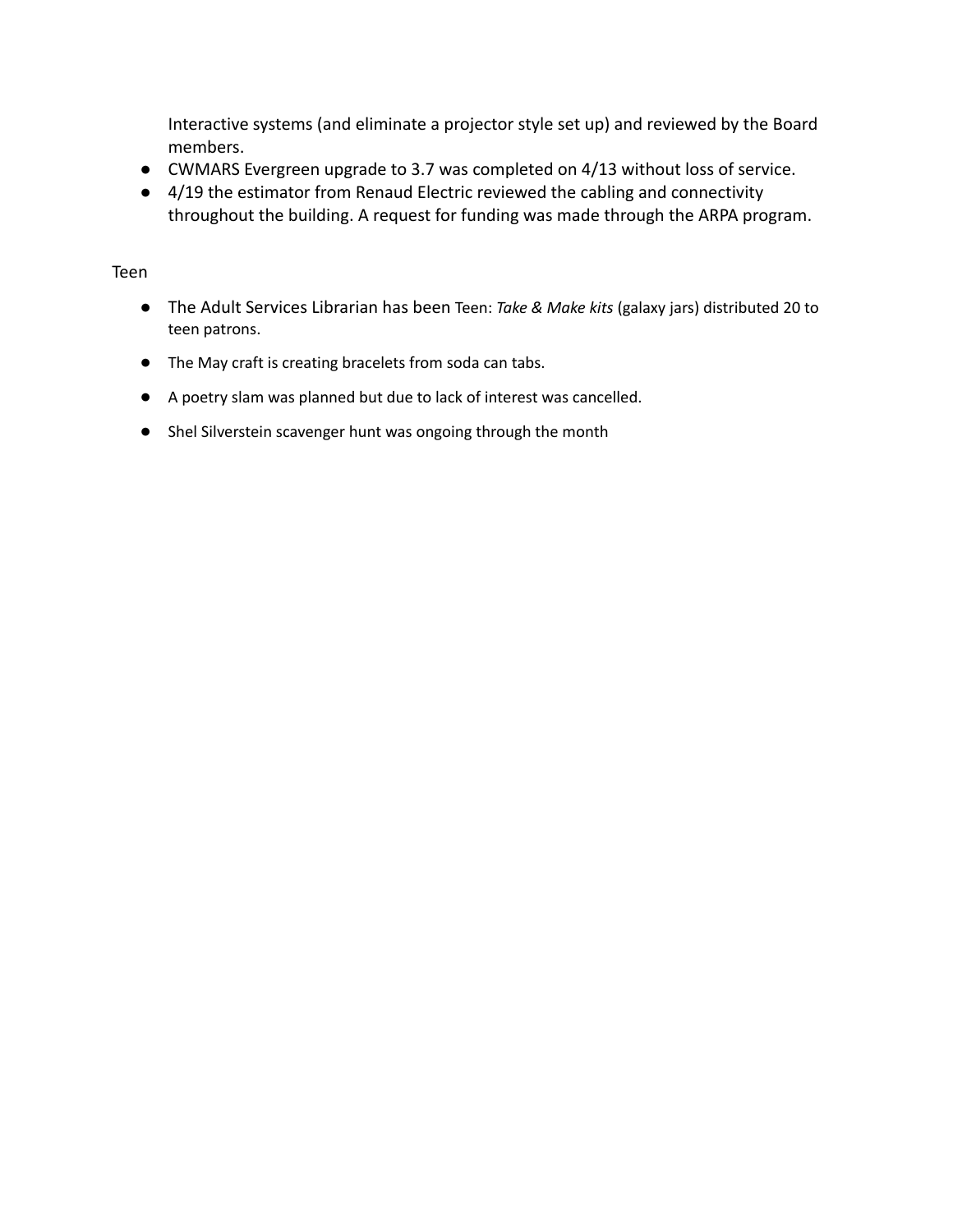Interactive systems (and eliminate a projector style set up) and reviewed by the Board members.

- CWMARS Evergreen upgrade to 3.7 was completed on 4/13 without loss of service.
- 4/19 the estimator from Renaud Electric reviewed the cabling and connectivity throughout the building. A request for funding was made through the ARPA program.

Teen

- The Adult Services Librarian has been Teen: *Take & Make kits* (galaxy jars) distributed 20 to teen patrons.
- The May craft is creating bracelets from soda can tabs.
- A poetry slam was planned but due to lack of interest was cancelled.
- Shel Silverstein scavenger hunt was ongoing through the month